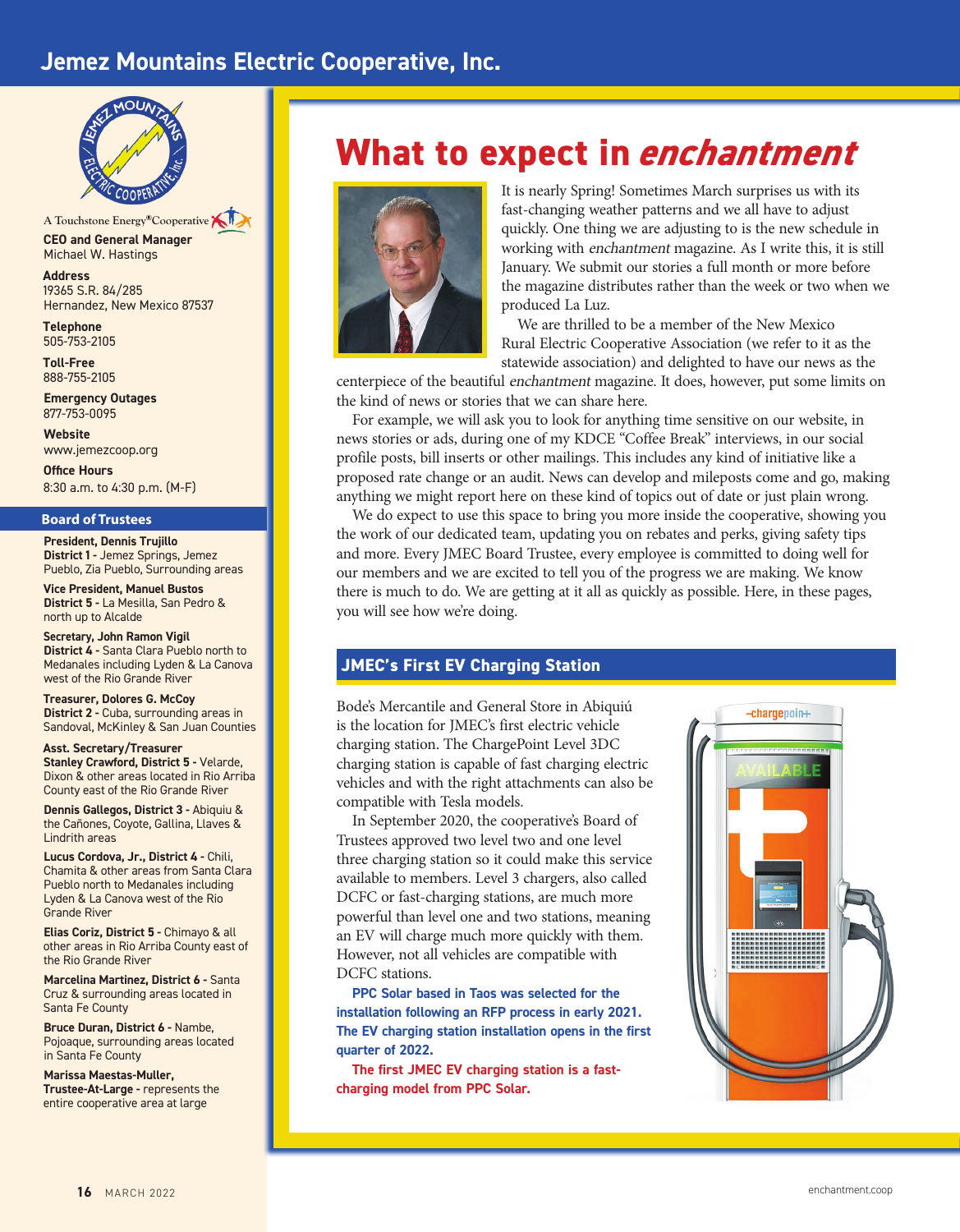# Jemez Mountains Electric Cooperative, Inc.

A Touchstone Energy® Cooperative

**CEO and General Manager**
Michael W. Hastings

**Address**
19365 S.R. 84/285
Hernandez, New Mexico 87537

**Telephone**
505-753-2105

**Toll-Free**
888-755-2105

**Emergency Outages**
877-753-0095

**Website**
www.jemezcoop.org

**Office Hours**
8:30 a.m. to 4:30 p.m. (M-F)

## Board of Trustees

**President, Dennis Trujillo**
**District 1 -** Jemez Springs, Jemez Pueblo, Zia Pueblo, Surrounding areas

**Vice President, Manuel Bustos**
**District 5 -** La Mesilla, San Pedro & north up to Alcalde

**Secretary, John Ramon Vigil**
**District 4 -** Santa Clara Pueblo north to Medanales including Lyden & La Canova west of the Rio Grande River

**Treasurer, Dolores G. McCoy**
**District 2 -** Cuba, surrounding areas in Sandoval, McKinley & San Juan Counties

**Asst. Secretary/Treasurer**
**Stanley Crawford, District 5 -** Velarde, Dixon & other areas located in Rio Arriba County east of the Rio Grande River

**Dennis Gallegos, District 3 -** Abiquiu & the Cañones, Coyote, Gallina, Llaves & Lindrith areas

**Lucus Cordova, Jr., District 4 -** Chili, Chamita & other areas from Santa Clara Pueblo north to Medanales including Lyden & La Canova west of the Rio Grande River

**Elias Coriz, District 5 -** Chimayo & all other areas in Rio Arriba County east of the Rio Grande River

**Marcelina Martinez, District 6 -** Santa Cruz & surrounding areas located in Santa Fe County

**Bruce Duran, District 6 -** Nambe, Pojoaque, surrounding areas located in Santa Fe County

**Marissa Maestas-Muller, Trustee-At-Large -** represents the entire cooperative area at large

# What to expect in *enchantment*

It is nearly Spring! Sometimes March surprises us with its fast-changing weather patterns and we all have to adjust quickly. One thing we are adjusting to is the new schedule in working with *enchantment* magazine. As I write this, it is still January. We submit our stories a full month or more before the magazine distributes rather than the week or two when we produced La Luz.

We are thrilled to be a member of the New Mexico Rural Electric Cooperative Association (we refer to it as the statewide association) and delighted to have our news as the centerpiece of the beautiful *enchantment* magazine. It does, however, put some limits on the kind of news or stories that we can share here.

For example, we will ask you to look for anything time sensitive on our website, in news stories or ads, during one of my KDCE "Coffee Break" interviews, in our social profile posts, bill inserts or other mailings. This includes any kind of initiative like a proposed rate change or an audit. News can develop and mileposts come and go, making anything we might report here on these kind of topics out of date or just plain wrong.

We do expect to use this space to bring you more inside the cooperative, showing you the work of our dedicated team, updating you on rebates and perks, giving safety tips and more. Every JMEC Board Trustee, every employee is committed to doing well for our members and we are excited to tell you of the progress we are making. We know there is much to do. We are getting at it all as quickly as possible. Here, in these pages, you will see how we're doing.

## JMEC's First EV Charging Station

Bode's Mercantile and General Store in Abiquiú is the location for JMEC's first electric vehicle charging station. The ChargePoint Level 3DC charging station is capable of fast charging electric vehicles and with the right attachments can also be compatible with Tesla models.

In September 2020, the cooperative's Board of Trustees approved two level two and one level three charging station so it could make this service available to members. Level 3 chargers, also called DCFC or fast-charging stations, are much more powerful than level one and two stations, meaning an EV will charge much more quickly with them. However, not all vehicles are compatible with DCFC stations.

**PPC Solar based in Taos was selected for the installation following an RFP process in early 2021. The EV charging station installation opens in the first quarter of 2022.**

**The first JMEC EV charging station is a fast-charging model from PPC Solar.**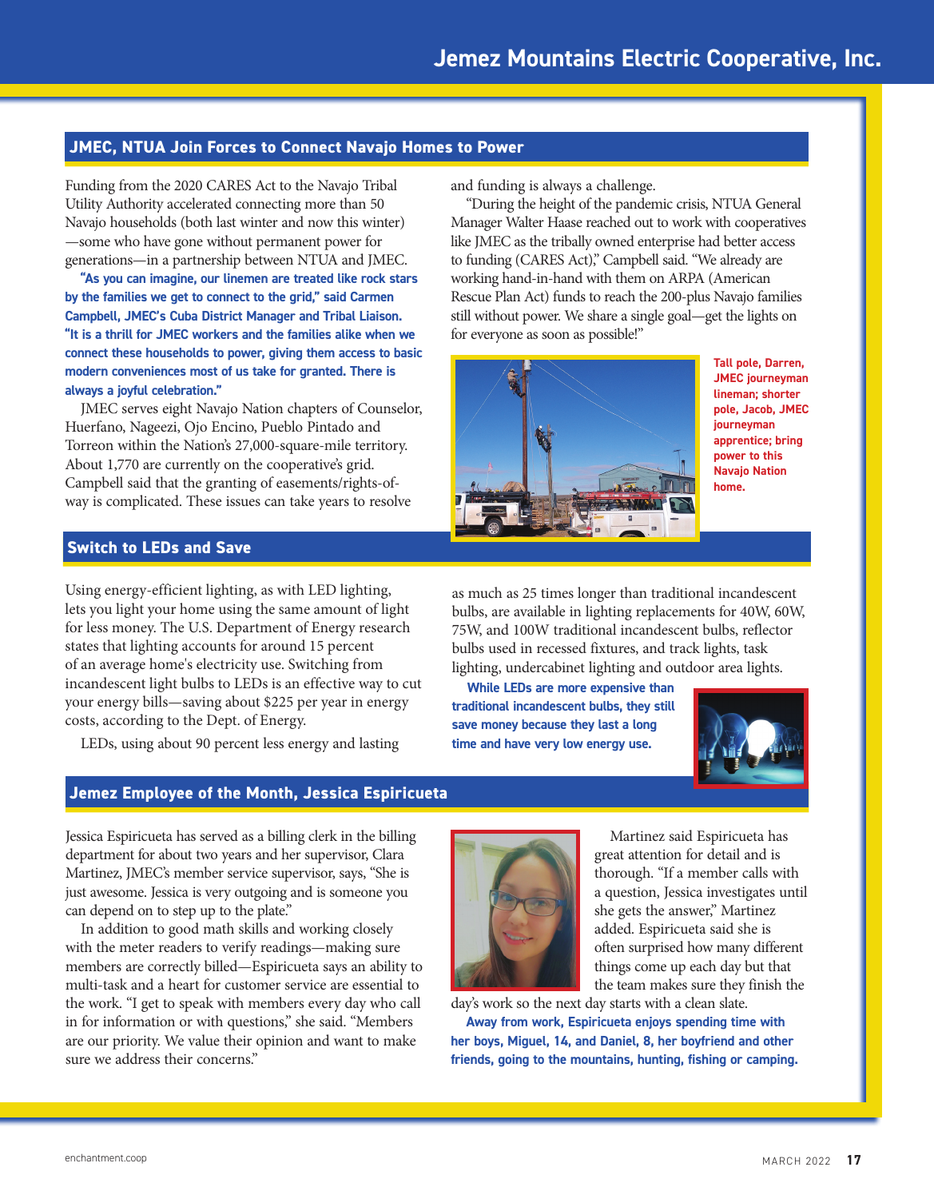# Jemez Mountains Electric Cooperative, Inc.

## JMEC, NTUA Join Forces to Connect Navajo Homes to Power

Funding from the 2020 CARES Act to the Navajo Tribal Utility Authority accelerated connecting more than 50 Navajo households (both last winter and now this winter)—some who have gone without permanent power for generations—in a partnership between NTUA and JMEC.

**"As you can imagine, our linemen are treated like rock stars by the families we get to connect to the grid," said Carmen Campbell, JMEC's Cuba District Manager and Tribal Liaison. "It is a thrill for JMEC workers and the families alike when we connect these households to power, giving them access to basic modern conveniences most of us take for granted. There is always a joyful celebration."**

JMEC serves eight Navajo Nation chapters of Counselor, Huerfano, Nageezi, Ojo Encino, Pueblo Pintado and Torreon within the Nation's 27,000-square-mile territory. About 1,770 are currently on the cooperative's grid. Campbell said that the granting of easements/rights-of-way is complicated. These issues can take years to resolve and funding is always a challenge.

"During the height of the pandemic crisis, NTUA General Manager Walter Haase reached out to work with cooperatives like JMEC as the tribally owned enterprise had better access to funding (CARES Act)," Campbell said. "We already are working hand-in-hand with them on ARPA (American Rescue Plan Act) funds to reach the 200-plus Navajo families still without power. We share a single goal—get the lights on for everyone as soon as possible!"

Tall pole, Darren, JMEC journeyman lineman; shorter pole, Jacob, JMEC journeyman apprentice; bring power to this Navajo Nation home.

## Switch to LEDs and Save

Using energy-efficient lighting, as with LED lighting, lets you light your home using the same amount of light for less money. The U.S. Department of Energy research states that lighting accounts for around 15 percent of an average home's electricity use. Switching from incandescent light bulbs to LEDs is an effective way to cut your energy bills—saving about $225 per year in energy costs, according to the Dept. of Energy.

LEDs, using about 90 percent less energy and lasting as much as 25 times longer than traditional incandescent bulbs, are available in lighting replacements for 40W, 60W, 75W, and 100W traditional incandescent bulbs, reflector bulbs used in recessed fixtures, and track lights, task lighting, undercabinet lighting and outdoor area lights.

**While LEDs are more expensive than traditional incandescent bulbs, they still save money because they last a long time and have very low energy use.**

## Jemez Employee of the Month, Jessica Espiricueta

Jessica Espiricueta has served as a billing clerk in the billing department for about two years and her supervisor, Clara Martinez, JMEC's member service supervisor, says, "She is just awesome. Jessica is very outgoing and is someone you can depend on to step up to the plate."

In addition to good math skills and working closely with the meter readers to verify readings—making sure members are correctly billed—Espiricueta says an ability to multi-task and a heart for customer service are essential to the work. "I get to speak with members every day who call in for information or with questions," she said. "Members are our priority. We value their opinion and want to make sure we address their concerns."

Martinez said Espiricueta has great attention for detail and is thorough. "If a member calls with a question, Jessica investigates until she gets the answer," Martinez added. Espiricueta said she is often surprised how many different things come up each day but that the team makes sure they finish the day's work so the next day starts with a clean slate.

**Away from work, Espiricueta enjoys spending time with her boys, Miguel, 14, and Daniel, 8, her boyfriend and other friends, going to the mountains, hunting, fishing or camping.**